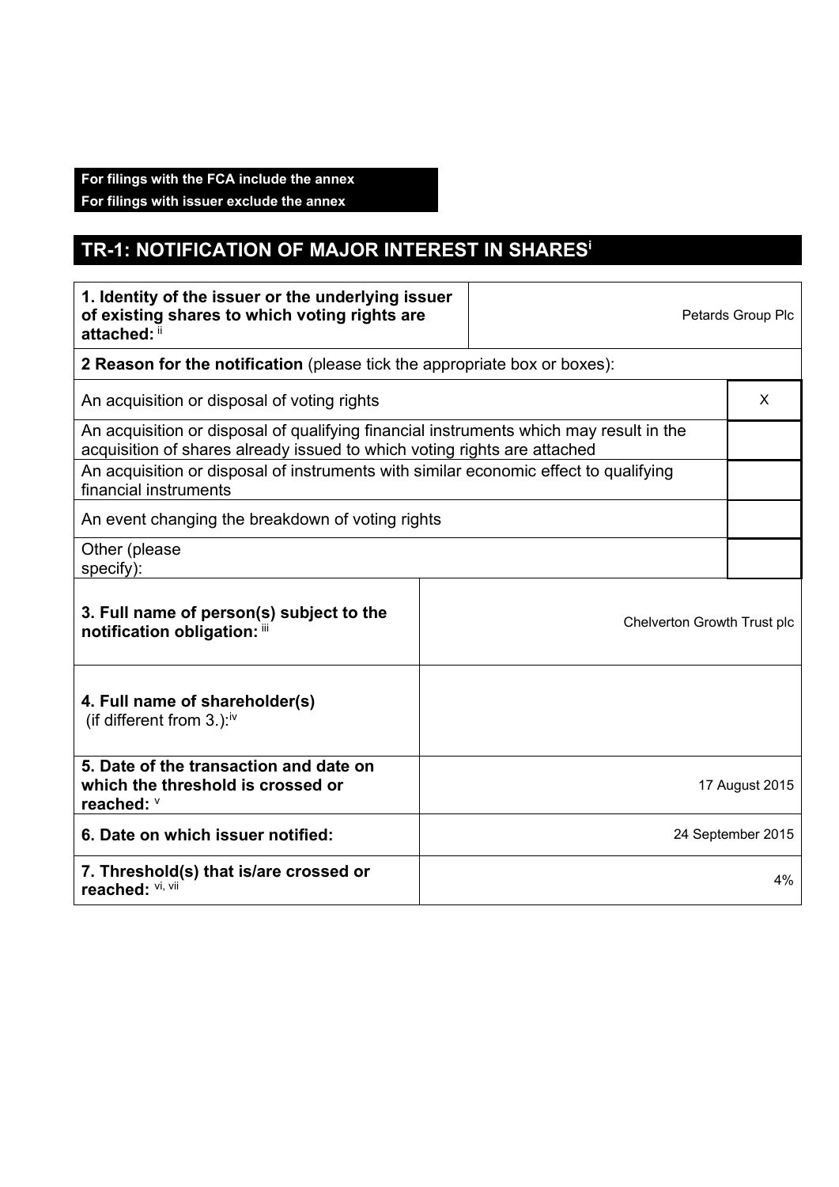**For filings with the FCA include the annex**
**For filings with issuer exclude the annex**

## TR-1: NOTIFICATION OF MAJOR INTEREST IN SHARES[i]

| | |
|---|---|
| **1. Identity of the issuer or the underlying issuer of existing shares to which voting rights are attached:** [ii] | Petards Group Plc |

| | |
|---|---|
| **2 Reason for the notification** (please tick the appropriate box or boxes): | |
| An acquisition or disposal of voting rights | X |
| An acquisition or disposal of qualifying financial instruments which may result in the acquisition of shares already issued to which voting rights are attached | |
| An acquisition or disposal of instruments with similar economic effect to qualifying financial instruments | |
| An event changing the breakdown of voting rights | |
| Other (please specify): | |

| | |
|---|---|
| **3. Full name of person(s) subject to the notification obligation:** [iii] | Chelverton Growth Trust plc |
| **4. Full name of shareholder(s)** (if different from 3.):[iv] | |
| **5. Date of the transaction and date on which the threshold is crossed or reached:** [v] | 17 August 2015 |
| **6. Date on which issuer notified:** | 24 September 2015 |
| **7. Threshold(s) that is/are crossed or reached:** [vi, vii] | 4% |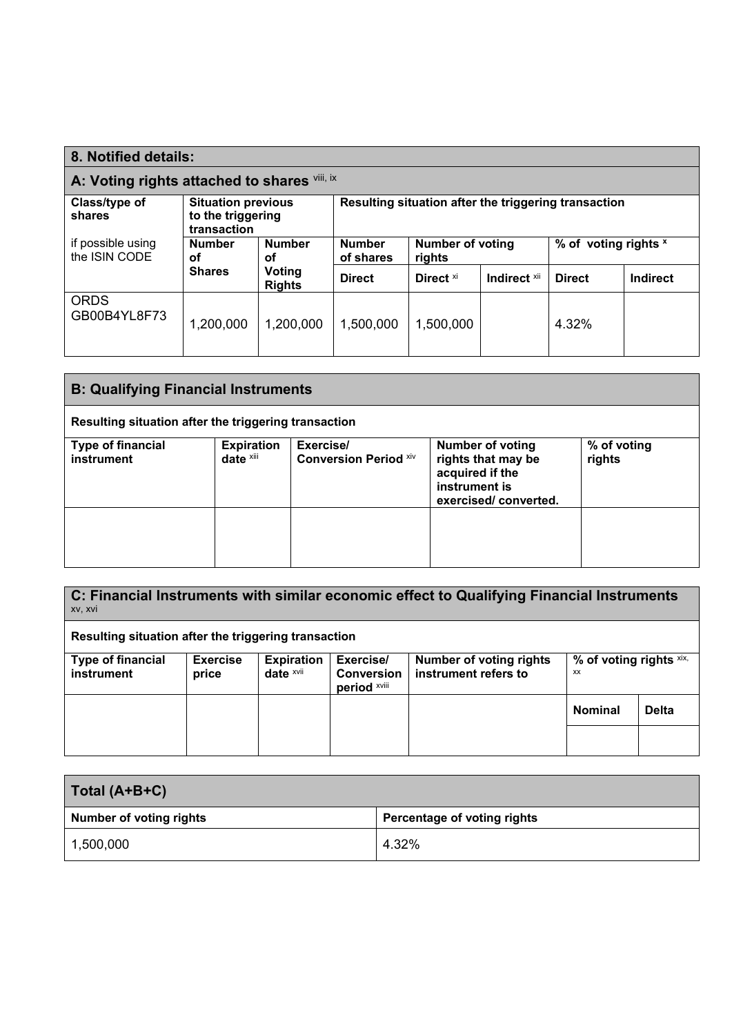## 8. Notified details:

### A: Voting rights attached to shares [viii, ix]

| Class/type of shares<br>if possible using the ISIN CODE | Situation previous to the triggering transaction | | Resulting situation after the triggering transaction | | | | |
|---|---|---|---|---|---|---|---|
| | Number of Shares | Number of Voting Rights | Number of shares | Number of voting rights | | % of voting rights [x] | |
| | | | Direct | Direct [xi] | Indirect [xii] | Direct | Indirect |
| ORDS GB00B4YL8F73 | 1,200,000 | 1,200,000 | 1,500,000 | 1,500,000 | | 4.32% | |

### B: Qualifying Financial Instruments

**Resulting situation after the triggering transaction**

| Type of financial instrument | Expiration date [xiii] | Exercise/ Conversion Period [xiv] | Number of voting rights that may be acquired if the instrument is exercised/ converted. | % of voting rights |
|---|---|---|---|---|
| | | | | |

### C: Financial Instruments with similar economic effect to Qualifying Financial Instruments [xv, xvi]

**Resulting situation after the triggering transaction**

| Type of financial instrument | Exercise price | Expiration date [xvii] | Exercise/ Conversion period [xviii] | Number of voting rights instrument refers to | % of voting rights [xix, xx] | |
|---|---|---|---|---|---|---|
| | | | | | Nominal | Delta |
| | | | | | | |

### Total (A+B+C)

| Number of voting rights | Percentage of voting rights |
|---|---|
| 1,500,000 | 4.32% |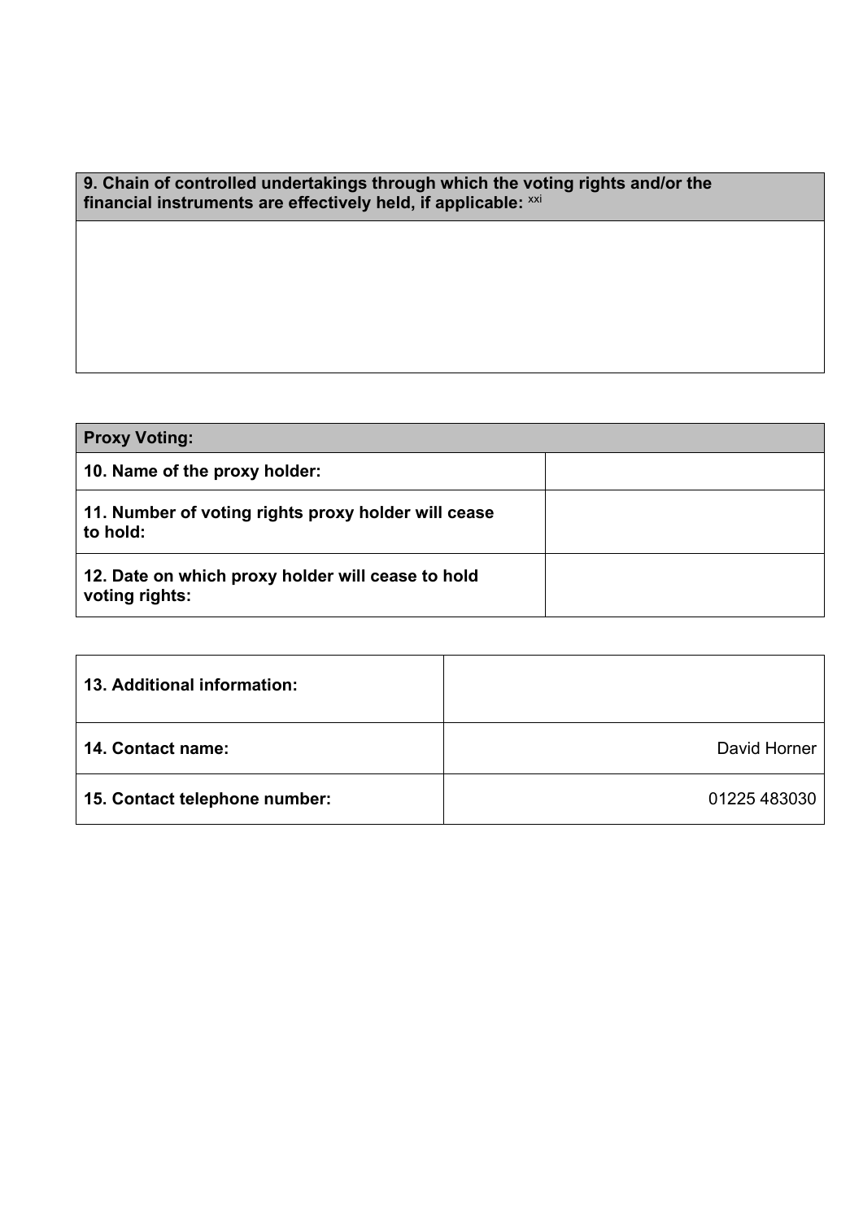| 9. Chain of controlled undertakings through which the voting rights and/or the financial instruments are effectively held, if applicable: [xxi] |
| --- |
| |

| Proxy Voting: | |
| --- | --- |
| 10. Name of the proxy holder: | |
| 11. Number of voting rights proxy holder will cease to hold: | |
| 12. Date on which proxy holder will cease to hold voting rights: | |

| | |
| --- | --- |
| 13. Additional information: | |
| 14. Contact name: | David Horner |
| 15. Contact telephone number: | 01225 483030 |